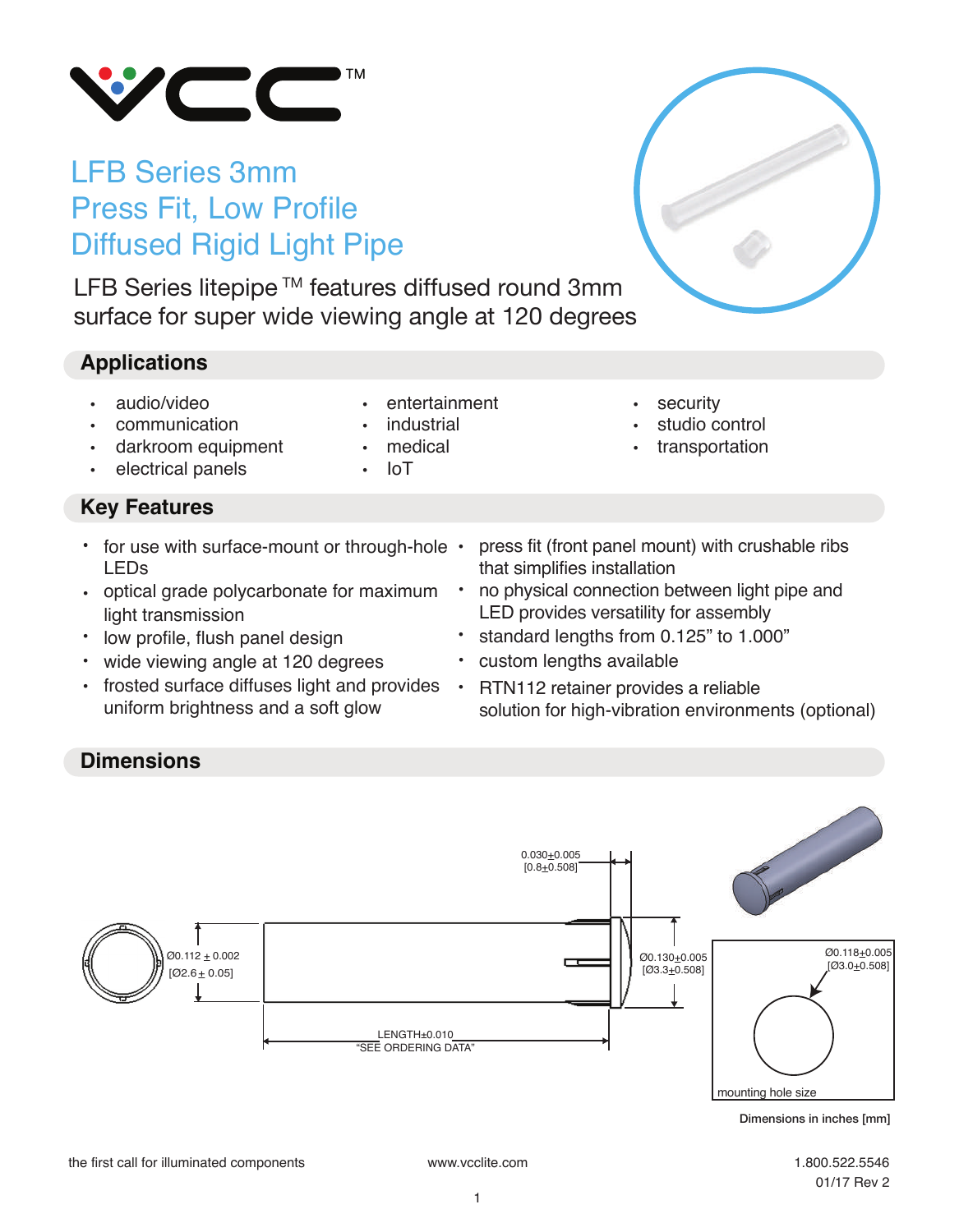# LFB Series 3mm Press Fit, Low Profile Diffused Rigid Light Pipe

LFB Series litepipe ™ features diffused round 3mm surface for super wide viewing angle at 120 degrees

## Applications

- audio/video
- communication
- darkroom equipment
- electrical panels
- entertainment
- industrial
- medical
- IoT
- security
- studio control
- transportation

## Key Features

- for use with surface-mount or through-hole LEDs
- optical grade polycarbonate for maximum light transmission
- low profile, flush panel design
- wide viewing angle at 120 degrees
- frosted surface diffuses light and provides uniform brightness and a soft glow
- press fit (front panel mount) with crushable ribs that simplifies installation
- no physical connection between light pipe and LED provides versatility for assembly
- standard lengths from 0.125" to 1.000"
- custom lengths available
- RTN112 retainer provides a reliable solution for high-vibration environments (optional)

## Dimensions

0.030±0.005 [0.8±0.508]

Ø0.112 ± 0.002 [Ø2.6 ± 0.05]

Ø0.130±0.005 [Ø3.3±0.508]

LENGTH±0.010 "SEE ORDERING DATA"

Ø0.118±0.005 [Ø3.0±0.508]

mounting hole size

Dimensions in inches [mm]

the first call for illuminated components

www.vcclite.com

1.800.522.5546

01/17 Rev 2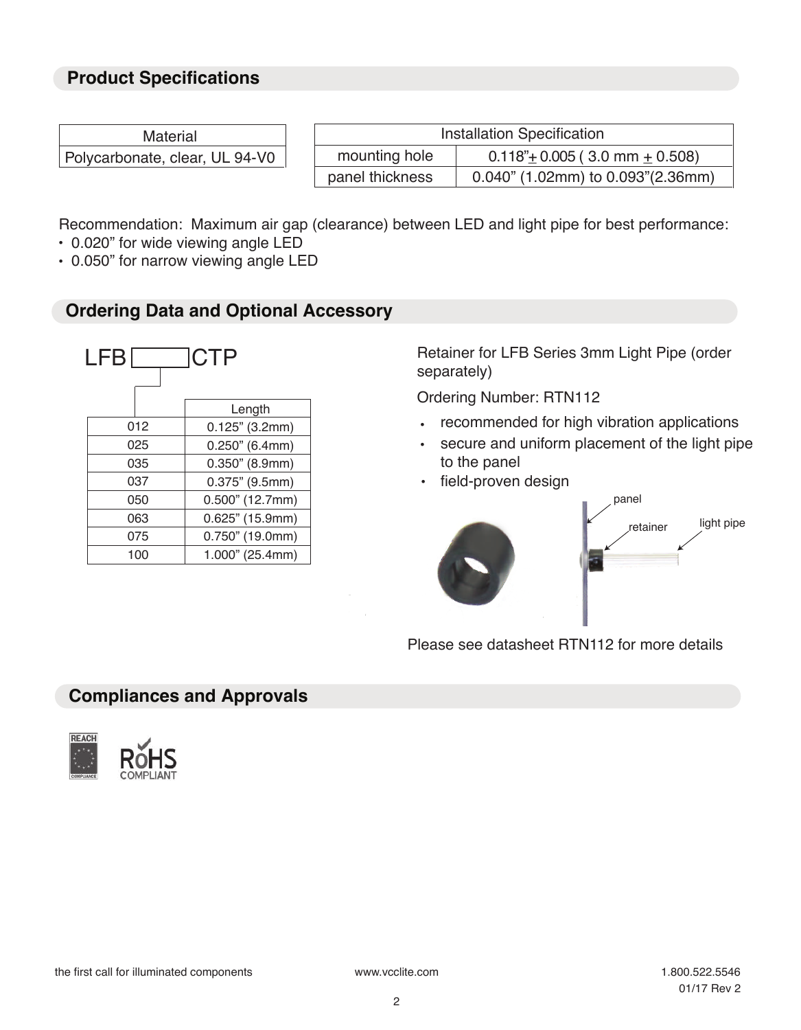## Product Specifications

| Material |
| --- |
| Polycarbonate, clear, UL 94-V0 |

| Installation Specification | |
| --- | --- |
| mounting hole | 0.118"± 0.005 ( 3.0 mm ± 0.508) |
| panel thickness | 0.040" (1.02mm) to 0.093"(2.36mm) |

Recommendation: Maximum air gap (clearance) between LED and light pipe for best performance:

- 0.020" for wide viewing angle LED
- 0.050" for narrow viewing angle LED

## Ordering Data and Optional Accessory

LFB [ ] CTP

| | Length |
| --- | --- |
| 012 | 0.125" (3.2mm) |
| 025 | 0.250" (6.4mm) |
| 035 | 0.350" (8.9mm) |
| 037 | 0.375" (9.5mm) |
| 050 | 0.500" (12.7mm) |
| 063 | 0.625" (15.9mm) |
| 075 | 0.750" (19.0mm) |
| 100 | 1.000" (25.4mm) |

Retainer for LFB Series 3mm Light Pipe (order separately)

Ordering Number: RTN112

- recommended for high vibration applications
- secure and uniform placement of the light pipe to the panel
- field-proven design

panel

retainer

light pipe

Please see datasheet RTN112 for more details

## Compliances and Approvals

REACH COMPLIANCE

RoHS COMPLIANT

the first call for illuminated components www.vcclite.com 1.800.522.5546

01/17 Rev 2